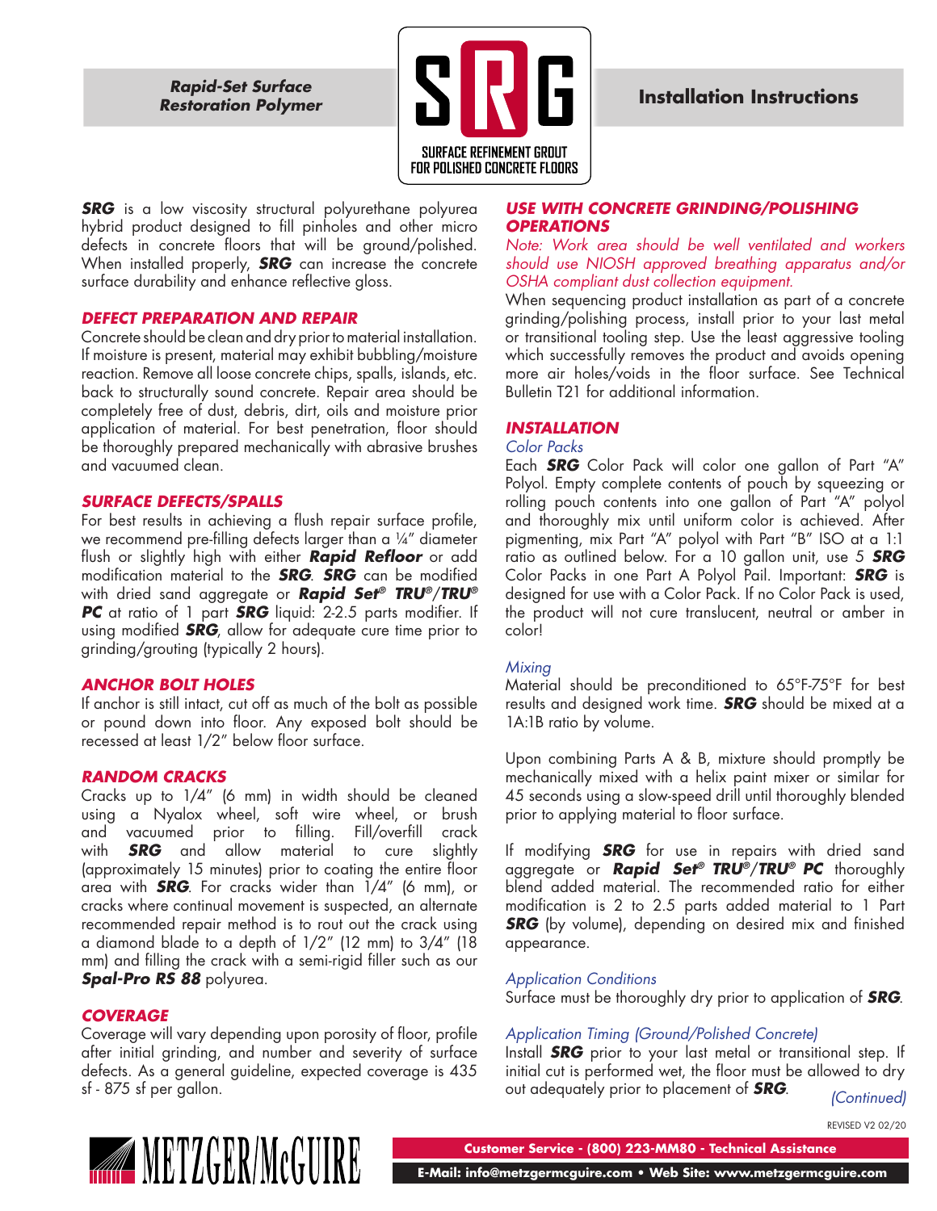**Rapid-Set Surface Restoration Polymer**

# SRG

SURFACE REFINEMENT GROUT FOR POLISHED CONCRETE FLOORS

## Installation Instructions

***SRG*** is a low viscosity structural polyurethane polyurea hybrid product designed to fill pinholes and other micro defects in concrete floors that will be ground/polished. When installed properly, ***SRG*** can increase the concrete surface durability and enhance reflective gloss.

### *DEFECT PREPARATION AND REPAIR*

Concrete should be clean and dry prior to material installation. If moisture is present, material may exhibit bubbling/moisture reaction. Remove all loose concrete chips, spalls, islands, etc. back to structurally sound concrete. Repair area should be completely free of dust, debris, dirt, oils and moisture prior application of material. For best penetration, floor should be thoroughly prepared mechanically with abrasive brushes and vacuumed clean.

### *SURFACE DEFECTS/SPALLS*

For best results in achieving a flush repair surface profile, we recommend pre-filling defects larger than a ¼" diameter flush or slightly high with either ***Rapid Refloor*** or add modification material to the ***SRG***. ***SRG*** can be modified with dried sand aggregate or ***Rapid Set® TRU®/TRU® PC*** at ratio of 1 part ***SRG*** liquid: 2-2.5 parts modifier. If using modified ***SRG***, allow for adequate cure time prior to grinding/grouting (typically 2 hours).

### *ANCHOR BOLT HOLES*

If anchor is still intact, cut off as much of the bolt as possible or pound down into floor. Any exposed bolt should be recessed at least 1/2" below floor surface.

### *RANDOM CRACKS*

Cracks up to 1/4" (6 mm) in width should be cleaned using a Nyalox wheel, soft wire wheel, or brush and vacuumed prior to filling. Fill/overfill crack with ***SRG*** and allow material to cure slightly (approximately 15 minutes) prior to coating the entire floor area with ***SRG***. For cracks wider than 1/4" (6 mm), or cracks where continual movement is suspected, an alternate recommended repair method is to rout out the crack using a diamond blade to a depth of 1/2" (12 mm) to 3/4" (18 mm) and filling the crack with a semi-rigid filler such as our ***Spal-Pro RS 88*** polyurea.

### *COVERAGE*

Coverage will vary depending upon porosity of floor, profile after initial grinding, and number and severity of surface defects. As a general guideline, expected coverage is 435 sf - 875 sf per gallon.

### *USE WITH CONCRETE GRINDING/POLISHING OPERATIONS*

*Note: Work area should be well ventilated and workers should use NIOSH approved breathing apparatus and/or OSHA compliant dust collection equipment.*

When sequencing product installation as part of a concrete grinding/polishing process, install prior to your last metal or transitional tooling step. Use the least aggressive tooling which successfully removes the product and avoids opening more air holes/voids in the floor surface. See Technical Bulletin T21 for additional information.

### *INSTALLATION*

*Color Packs*

Each ***SRG*** Color Pack will color one gallon of Part "A" Polyol. Empty complete contents of pouch by squeezing or rolling pouch contents into one gallon of Part "A" polyol and thoroughly mix until uniform color is achieved. After pigmenting, mix Part "A" polyol with Part "B" ISO at a 1:1 ratio as outlined below. For a 10 gallon unit, use 5 ***SRG*** Color Packs in one Part A Polyol Pail. Important: ***SRG*** is designed for use with a Color Pack. If no Color Pack is used, the product will not cure translucent, neutral or amber in color!

*Mixing*

Material should be preconditioned to 65°F-75°F for best results and designed work time. ***SRG*** should be mixed at a 1A:1B ratio by volume.

Upon combining Parts A & B, mixture should promptly be mechanically mixed with a helix paint mixer or similar for 45 seconds using a slow-speed drill until thoroughly blended prior to applying material to floor surface.

If modifying ***SRG*** for use in repairs with dried sand aggregate or ***Rapid Set® TRU®/TRU® PC*** thoroughly blend added material. The recommended ratio for either modification is 2 to 2.5 parts added material to 1 Part ***SRG*** (by volume), depending on desired mix and finished appearance.

*Application Conditions*

Surface must be thoroughly dry prior to application of ***SRG***.

*Application Timing (Ground/Polished Concrete)*

Install ***SRG*** prior to your last metal or transitional step. If initial cut is performed wet, the floor must be allowed to dry out adequately prior to placement of ***SRG***.

*(Continued)*

REVISED V2 02/20

METZGER/McGUIRE

Customer Service - (800) 223-MM80 - Technical Assistance

E-Mail: info@metzgermcguire.com • Web Site: www.metzgermcguire.com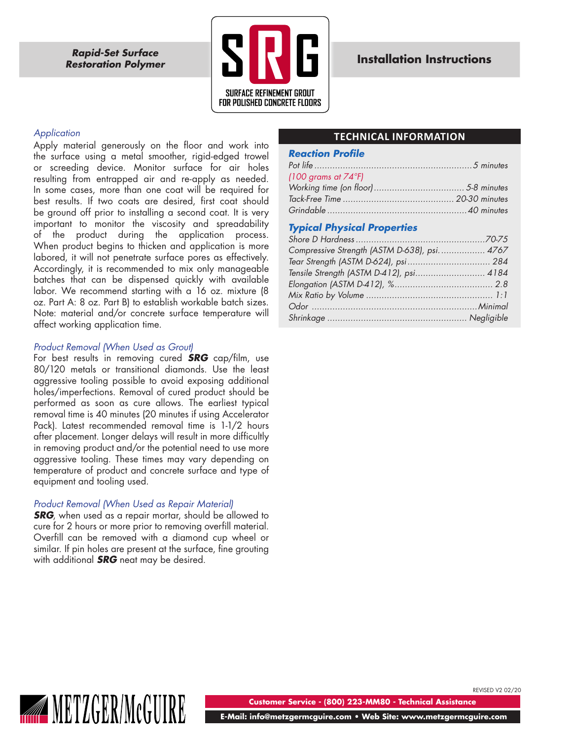**Rapid-Set Surface Restoration Polymer**

**SRG**

SURFACE REFINEMENT GROUT FOR POLISHED CONCRETE FLOORS

## Installation Instructions

*Application*

Apply material generously on the floor and work into the surface using a metal smoother, rigid-edged trowel or screeding device. Monitor surface for air holes resulting from entrapped air and re-apply as needed. In some cases, more than one coat will be required for best results. If two coats are desired, first coat should be ground off prior to installing a second coat. It is very important to monitor the viscosity and spreadability of the product during the application process. When product begins to thicken and application is more labored, it will not penetrate surface pores as effectively. Accordingly, it is recommended to mix only manageable batches that can be dispensed quickly with available labor. We recommend starting with a 16 oz. mixture (8 oz. Part A: 8 oz. Part B) to establish workable batch sizes. Note: material and/or concrete surface temperature will affect working application time.

*Product Removal (When Used as Grout)*

For best results in removing cured ***SRG*** cap/film, use 80/120 metals or transitional diamonds. Use the least aggressive tooling possible to avoid exposing additional holes/imperfections. Removal of cured product should be performed as soon as cure allows. The earliest typical removal time is 40 minutes (20 minutes if using Accelerator Pack). Latest recommended removal time is 1-1/2 hours after placement. Longer delays will result in more difficultly in removing product and/or the potential need to use more aggressive tooling. These times may vary depending on temperature of product and concrete surface and type of equipment and tooling used.

*Product Removal (When Used as Repair Material)*

***SRG***, when used as a repair mortar, should be allowed to cure for 2 hours or more prior to removing overfill material. Overfill can be removed with a diamond cup wheel or similar. If pin holes are present at the surface, fine grouting with additional ***SRG*** neat may be desired.

## TECHNICAL INFORMATION

### *Reaction Profile*

| | |
|---|---|
| *Pot life (100 grams at 74°F)* | *5 minutes* |
| *Working time (on floor)* | *5-8 minutes* |
| *Tack-Free Time* | *20-30 minutes* |
| *Grindable* | *40 minutes* |

### *Typical Physical Properties*

| | |
|---|---|
| *Shore D Hardness* | *70-75* |
| *Compressive Strength (ASTM D-638), psi.* | *4767* |
| *Tear Strength (ASTM D-624), psi* | *284* |
| *Tensile Strength (ASTM D-412), psi* | *4184* |
| *Elongation (ASTM D-412), %* | *2.8* |
| *Mix Ratio by Volume* | *1:1* |
| *Odor* | *Minimal* |
| *Shrinkage* | *Negligible* |

METZGER/McGUIRE

REVISED V2 02/20

**Customer Service - (800) 223-MM80 - Technical Assistance**

**E-Mail: info@metzgermcguire.com • Web Site: www.metzgermcguire.com**